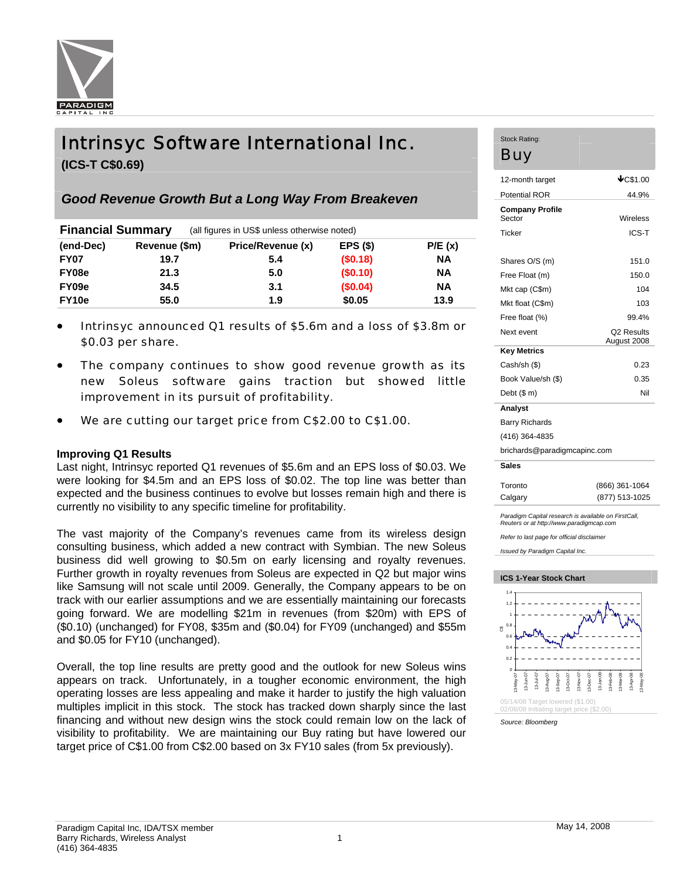# Intrinsyc Software International Inc.

**(ICS-T C$0.69)**

## *Good Revenue Growth But a Long Way From Breakeven*

**Financial Summary** (all figures in US$ unless otherwise noted)

| (end-Dec) | Revenue ($m) | Price/Revenue (x) | EPS ($) | P/E (x) |
|---|---|---|---|---|
| FY07 | 19.7 | 5.4 | ($0.18) | NA |
| FY08e | 21.3 | 5.0 | ($0.10) | NA |
| FY09e | 34.5 | 3.1 | ($0.04) | NA |
| FY10e | 55.0 | 1.9 | $0.05 | 13.9 |

- Intrinsyc announced Q1 results of $5.6m and a loss of $3.8m or $0.03 per share.
- The company continues to show good revenue growth as its new Soleus software gains traction but showed little improvement in its pursuit of profitability.
- We are cutting our target price from C$2.00 to C$1.00.

### Improving Q1 Results

Last night, Intrinsyc reported Q1 revenues of $5.6m and an EPS loss of $0.03. We were looking for $4.5m and an EPS loss of $0.02. The top line was better than expected and the business continues to evolve but losses remain high and there is currently no visibility to any specific timeline for profitability.

The vast majority of the Company's revenues came from its wireless design consulting business, which added a new contract with Symbian. The new Soleus business did well growing to $0.5m on early licensing and royalty revenues. Further growth in royalty revenues from Soleus are expected in Q2 but major wins like Samsung will not scale until 2009. Generally, the Company appears to be on track with our earlier assumptions and we are essentially maintaining our forecasts going forward. We are modelling $21m in revenues (from $20m) with EPS of ($0.10) (unchanged) for FY08, $35m and ($0.04) for FY09 (unchanged) and $55m and $0.05 for FY10 (unchanged).

Overall, the top line results are pretty good and the outlook for new Soleus wins appears on track. Unfortunately, in a tougher economic environment, the high operating losses are less appealing and make it harder to justify the high valuation multiples implicit in this stock. The stock has tracked down sharply since the last financing and without new design wins the stock could remain low on the lack of visibility to profitability. We are maintaining our Buy rating but have lowered our target price of C$1.00 from C$2.00 based on 3x FY10 sales (from 5x previously).

---

Stock Rating: **Buy**

| | |
|---|---|
| 12-month target | ↓C$1.00 |
| Potential ROR | 44.9% |
| **Company Profile** | |
| Sector | Wireless |
| Ticker | ICS-T |
| Shares O/S (m) | 151.0 |
| Free Float (m) | 150.0 |
| Mkt cap (C$m) | 104 |
| Mkt float (C$m) | 103 |
| Free float (%) | 99.4% |
| Next event | Q2 Results August 2008 |
| **Key Metrics** | |
| Cash/sh ($) | 0.23 |
| Book Value/sh ($) | 0.35 |
| Debt ($ m) | Nil |

**Analyst**

Barry Richards

(416) 364-4835

brichards@paradigmcapinc.com

**Sales**

| | |
|---|---|
| Toronto | (866) 361-1064 |
| Calgary | (877) 513-1025 |

*Paradigm Capital research is available on FirstCall, Reuters or at http://www.paradigmcap.com*

*Refer to last page for official disclaimer*

*Issued by Paradigm Capital Inc.*

**ICS 1-Year Stock Chart**

05/14/08 Target lowered ($1.00)
02/08/08 Initiating target price ($2.00)

*Source: Bloomberg*

May 14, 2008

Paradigm Capital Inc, IDA/TSX member
Barry Richards, Wireless Analyst
(416) 364-4835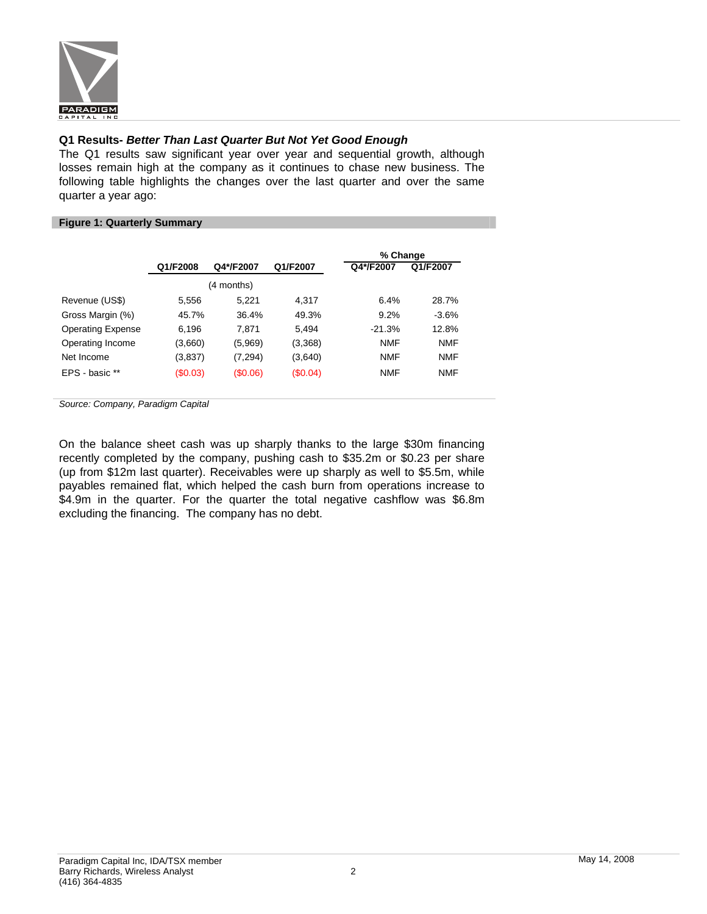## Q1 Results- *Better Than Last Quarter But Not Yet Good Enough*

The Q1 results saw significant year over year and sequential growth, although losses remain high at the company as it continues to chase new business. The following table highlights the changes over the last quarter and over the same quarter a year ago:

**Figure 1: Quarterly Summary**

| | Q1/F2008 | Q4*/F2007 | Q1/F2007 | % Change Q4*/F2007 | % Change Q1/F2007 |
|---|---|---|---|---|---|
| | | (4 months) | | | |
| Revenue (US$) | 5,556 | 5,221 | 4,317 | 6.4% | 28.7% |
| Gross Margin (%) | 45.7% | 36.4% | 49.3% | 9.2% | -3.6% |
| Operating Expense | 6,196 | 7,871 | 5,494 | -21.3% | 12.8% |
| Operating Income | (3,660) | (5,969) | (3,368) | NMF | NMF |
| Net Income | (3,837) | (7,294) | (3,640) | NMF | NMF |
| EPS - basic ** | ($0.03) | ($0.06) | ($0.04) | NMF | NMF |

*Source: Company, Paradigm Capital*

On the balance sheet cash was up sharply thanks to the large $30m financing recently completed by the company, pushing cash to $35.2m or $0.23 per share (up from $12m last quarter). Receivables were up sharply as well to $5.5m, while payables remained flat, which helped the cash burn from operations increase to $4.9m in the quarter. For the quarter the total negative cashflow was $6.8m excluding the financing. The company has no debt.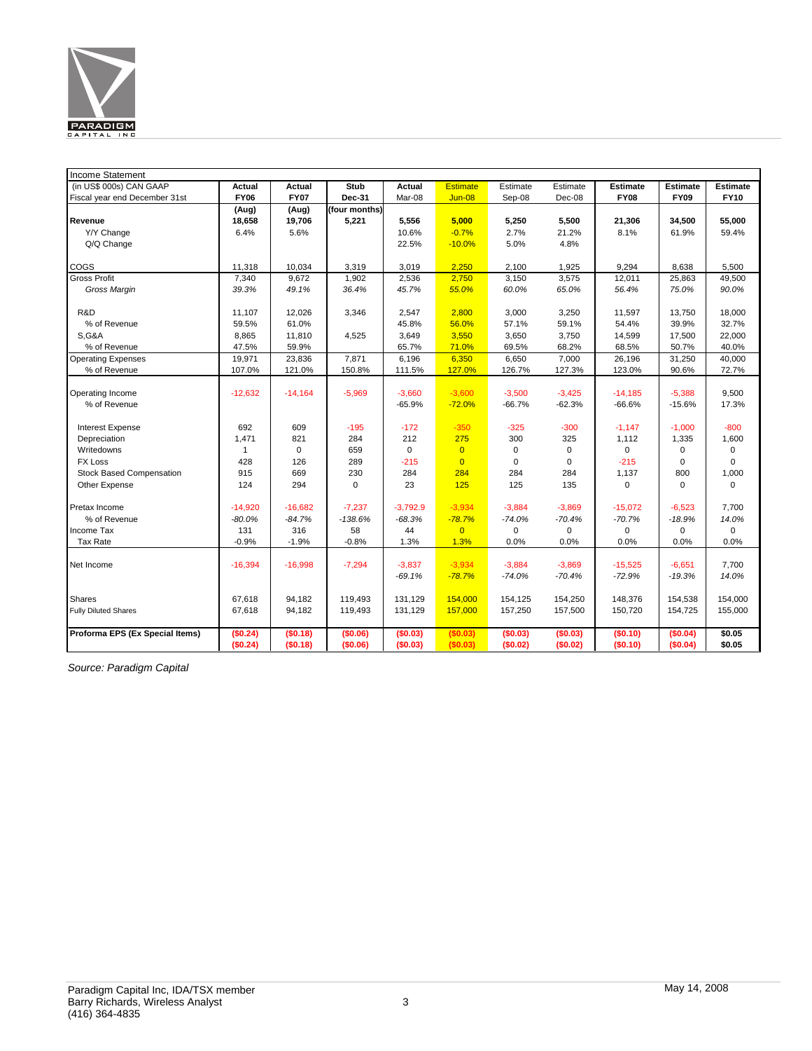| Income Statement | | | | | | | | | | |
|---|---|---|---|---|---|---|---|---|---|---|
| (in US$ 000s) CAN GAAP | **Actual** | **Actual** | **Stub** | **Actual** | Estimate | Estimate | Estimate | **Estimate** | **Estimate** | **Estimate** |
| Fiscal year end December 31st | **FY06** | **FY07** | **Dec-31** | Mar-08 | Jun-08 | Sep-08 | Dec-08 | **FY08** | **FY09** | **FY10** |
| | **(Aug)** | **(Aug)** | **(four months)** | | | | | | | |
| **Revenue** | **18,658** | **19,706** | **5,221** | **5,556** | **5,000** | **5,250** | **5,500** | **21,306** | **34,500** | **55,000** |
| Y/Y Change | 6.4% | 5.6% | | 10.6% | -0.7% | 2.7% | 21.2% | 8.1% | 61.9% | 59.4% |
| Q/Q Change | | | | 22.5% | -10.0% | 5.0% | 4.8% | | | |
| COGS | 11,318 | 10,034 | 3,319 | 3,019 | 2,250 | 2,100 | 1,925 | 9,294 | 8,638 | 5,500 |
| Gross Profit | 7,340 | 9,672 | 1,902 | 2,536 | 2,750 | 3,150 | 3,575 | 12,011 | 25,863 | 49,500 |
| *Gross Margin* | *39.3%* | *49.1%* | *36.4%* | *45.7%* | *55.0%* | *60.0%* | *65.0%* | *56.4%* | *75.0%* | *90.0%* |
| R&D | 11,107 | 12,026 | 3,346 | 2,547 | 2,800 | 3,000 | 3,250 | 11,597 | 13,750 | 18,000 |
| % of Revenue | 59.5% | 61.0% | | 45.8% | 56.0% | 57.1% | 59.1% | 54.4% | 39.9% | 32.7% |
| S,G&A | 8,865 | 11,810 | 4,525 | 3,649 | 3,550 | 3,650 | 3,750 | 14,599 | 17,500 | 22,000 |
| % of Revenue | 47.5% | 59.9% | | 65.7% | 71.0% | 69.5% | 68.2% | 68.5% | 50.7% | 40.0% |
| Operating Expenses | 19,971 | 23,836 | 7,871 | 6,196 | 6,350 | 6,650 | 7,000 | 26,196 | 31,250 | 40,000 |
| % of Revenue | 107.0% | 121.0% | 150.8% | 111.5% | 127.0% | 126.7% | 127.3% | 123.0% | 90.6% | 72.7% |
| Operating Income | -12,632 | -14,164 | -5,969 | -3,660 | -3,600 | -3,500 | -3,425 | -14,185 | -5,388 | 9,500 |
| % of Revenue | | | | -65.9% | -72.0% | -66.7% | -62.3% | -66.6% | -15.6% | 17.3% |
| Interest Expense | 692 | 609 | -195 | -172 | -350 | -325 | -300 | -1,147 | -1,000 | -800 |
| Depreciation | 1,471 | 821 | 284 | 212 | 275 | 300 | 325 | 1,112 | 1,335 | 1,600 |
| Writedowns | 1 | 0 | 659 | 0 | 0 | 0 | 0 | 0 | 0 | 0 |
| FX Loss | 428 | 126 | 289 | -215 | 0 | 0 | 0 | -215 | 0 | 0 |
| Stock Based Compensation | 915 | 669 | 230 | 284 | 284 | 284 | 284 | 1,137 | 800 | 1,000 |
| Other Expense | 124 | 294 | 0 | 23 | 125 | 125 | 135 | 0 | 0 | 0 |
| Pretax Income | -14,920 | -16,682 | -7,237 | -3,792.9 | -3,934 | -3,884 | -3,869 | -15,072 | -6,523 | 7,700 |
| % of Revenue | *-80.0%* | *-84.7%* | *-138.6%* | *-68.3%* | *-78.7%* | *-74.0%* | *-70.4%* | *-70.7%* | *-18.9%* | *14.0%* |
| Income Tax | 131 | 316 | 58 | 44 | 0 | 0 | 0 | 0 | 0 | 0 |
| Tax Rate | -0.9% | -1.9% | -0.8% | 1.3% | 1.3% | 0.0% | 0.0% | 0.0% | 0.0% | 0.0% |
| Net Income | -16,394 | -16,998 | -7,294 | -3,837 | -3,934 | -3,884 | -3,869 | -15,525 | -6,651 | 7,700 |
| | | | | *-69.1%* | *-78.7%* | *-74.0%* | *-70.4%* | *-72.9%* | *-19.3%* | *14.0%* |
| Shares | 67,618 | 94,182 | 119,493 | 131,129 | 154,000 | 154,125 | 154,250 | 148,376 | 154,538 | 154,000 |
| Fully Diluted Shares | 67,618 | 94,182 | 119,493 | 131,129 | 157,000 | 157,250 | 157,500 | 150,720 | 154,725 | 155,000 |
| **Proforma EPS (Ex Special Items)** | **($0.24)** | **($0.18)** | **($0.06)** | **($0.03)** | **($0.03)** | **($0.03)** | **($0.03)** | **($0.10)** | **($0.04)** | **$0.05** |
| | **($0.24)** | **($0.18)** | **($0.06)** | **($0.03)** | **($0.03)** | **($0.02)** | **($0.02)** | **($0.10)** | **($0.04)** | **$0.05** |

*Source: Paradigm Capital*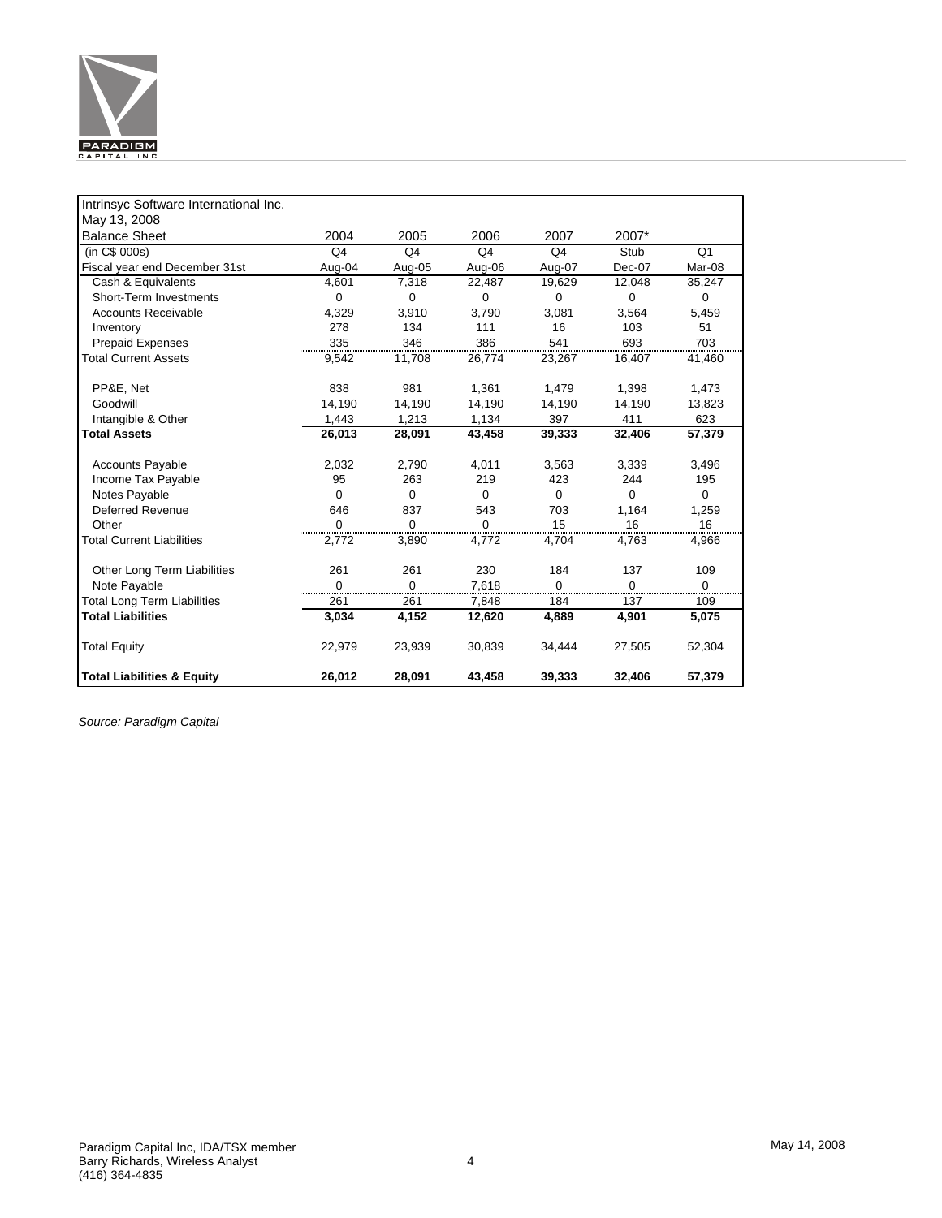| Intrinsyc Software International Inc. | | | | | | |
|---|---|---|---|---|---|---|
| May 13, 2008 | | | | | | |
| Balance Sheet | 2004 | 2005 | 2006 | 2007 | 2007* | |
| (in C$ 000s) | Q4 | Q4 | Q4 | Q4 | Stub | Q1 |
| Fiscal year end December 31st | Aug-04 | Aug-05 | Aug-06 | Aug-07 | Dec-07 | Mar-08 |
| Cash & Equivalents | 4,601 | 7,318 | 22,487 | 19,629 | 12,048 | 35,247 |
| Short-Term Investments | 0 | 0 | 0 | 0 | 0 | 0 |
| Accounts Receivable | 4,329 | 3,910 | 3,790 | 3,081 | 3,564 | 5,459 |
| Inventory | 278 | 134 | 111 | 16 | 103 | 51 |
| Prepaid Expenses | 335 | 346 | 386 | 541 | 693 | 703 |
| Total Current Assets | 9,542 | 11,708 | 26,774 | 23,267 | 16,407 | 41,460 |
| | | | | | | |
| PP&E, Net | 838 | 981 | 1,361 | 1,479 | 1,398 | 1,473 |
| Goodwill | 14,190 | 14,190 | 14,190 | 14,190 | 14,190 | 13,823 |
| Intangible & Other | 1,443 | 1,213 | 1,134 | 397 | 411 | 623 |
| **Total Assets** | **26,013** | **28,091** | **43,458** | **39,333** | **32,406** | **57,379** |
| | | | | | | |
| Accounts Payable | 2,032 | 2,790 | 4,011 | 3,563 | 3,339 | 3,496 |
| Income Tax Payable | 95 | 263 | 219 | 423 | 244 | 195 |
| Notes Payable | 0 | 0 | 0 | 0 | 0 | 0 |
| Deferred Revenue | 646 | 837 | 543 | 703 | 1,164 | 1,259 |
| Other | 0 | 0 | 0 | 15 | 16 | 16 |
| Total Current Liabilities | 2,772 | 3,890 | 4,772 | 4,704 | 4,763 | 4,966 |
| | | | | | | |
| Other Long Term Liabilities | 261 | 261 | 230 | 184 | 137 | 109 |
| Note Payable | 0 | 0 | 7,618 | 0 | 0 | 0 |
| Total Long Term Liabilities | 261 | 261 | 7,848 | 184 | 137 | 109 |
| **Total Liabilities** | **3,034** | **4,152** | **12,620** | **4,889** | **4,901** | **5,075** |
| | | | | | | |
| Total Equity | 22,979 | 23,939 | 30,839 | 34,444 | 27,505 | 52,304 |
| | | | | | | |
| **Total Liabilities & Equity** | **26,012** | **28,091** | **43,458** | **39,333** | **32,406** | **57,379** |

*Source: Paradigm Capital*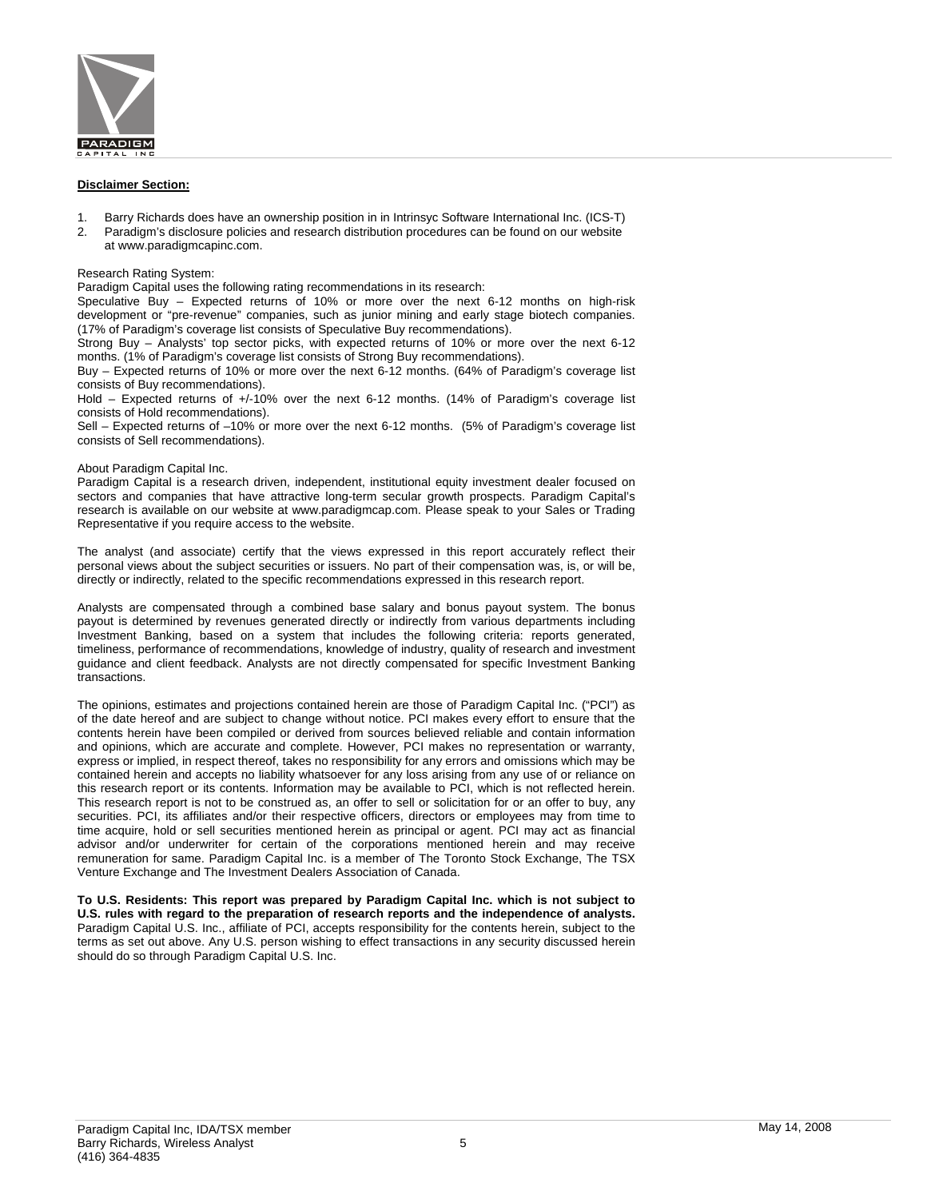**Disclaimer Section:**

1. Barry Richards does have an ownership position in in Intrinsyc Software International Inc. (ICS-T)
2. Paradigm's disclosure policies and research distribution procedures can be found on our website at www.paradigmcapinc.com.

Research Rating System:
Paradigm Capital uses the following rating recommendations in its research:
Speculative Buy – Expected returns of 10% or more over the next 6-12 months on high-risk development or "pre-revenue" companies, such as junior mining and early stage biotech companies. (17% of Paradigm's coverage list consists of Speculative Buy recommendations).
Strong Buy – Analysts' top sector picks, with expected returns of 10% or more over the next 6-12 months. (1% of Paradigm's coverage list consists of Strong Buy recommendations).
Buy – Expected returns of 10% or more over the next 6-12 months. (64% of Paradigm's coverage list consists of Buy recommendations).
Hold – Expected returns of +/-10% over the next 6-12 months. (14% of Paradigm's coverage list consists of Hold recommendations).
Sell – Expected returns of –10% or more over the next 6-12 months. (5% of Paradigm's coverage list consists of Sell recommendations).

About Paradigm Capital Inc.
Paradigm Capital is a research driven, independent, institutional equity investment dealer focused on sectors and companies that have attractive long-term secular growth prospects. Paradigm Capital's research is available on our website at www.paradigmcap.com. Please speak to your Sales or Trading Representative if you require access to the website.

The analyst (and associate) certify that the views expressed in this report accurately reflect their personal views about the subject securities or issuers. No part of their compensation was, is, or will be, directly or indirectly, related to the specific recommendations expressed in this research report.

Analysts are compensated through a combined base salary and bonus payout system. The bonus payout is determined by revenues generated directly or indirectly from various departments including Investment Banking, based on a system that includes the following criteria: reports generated, timeliness, performance of recommendations, knowledge of industry, quality of research and investment guidance and client feedback. Analysts are not directly compensated for specific Investment Banking transactions.

The opinions, estimates and projections contained herein are those of Paradigm Capital Inc. ("PCI") as of the date hereof and are subject to change without notice. PCI makes every effort to ensure that the contents herein have been compiled or derived from sources believed reliable and contain information and opinions, which are accurate and complete. However, PCI makes no representation or warranty, express or implied, in respect thereof, takes no responsibility for any errors and omissions which may be contained herein and accepts no liability whatsoever for any loss arising from any use of or reliance on this research report or its contents. Information may be available to PCI, which is not reflected herein. This research report is not to be construed as, an offer to sell or solicitation for or an offer to buy, any securities. PCI, its affiliates and/or their respective officers, directors or employees may from time to time acquire, hold or sell securities mentioned herein as principal or agent. PCI may act as financial advisor and/or underwriter for certain of the corporations mentioned herein and may receive remuneration for same. Paradigm Capital Inc. is a member of The Toronto Stock Exchange, The TSX Venture Exchange and The Investment Dealers Association of Canada.

**To U.S. Residents: This report was prepared by Paradigm Capital Inc. which is not subject to U.S. rules with regard to the preparation of research reports and the independence of analysts.** Paradigm Capital U.S. Inc., affiliate of PCI, accepts responsibility for the contents herein, subject to the terms as set out above. Any U.S. person wishing to effect transactions in any security discussed herein should do so through Paradigm Capital U.S. Inc.